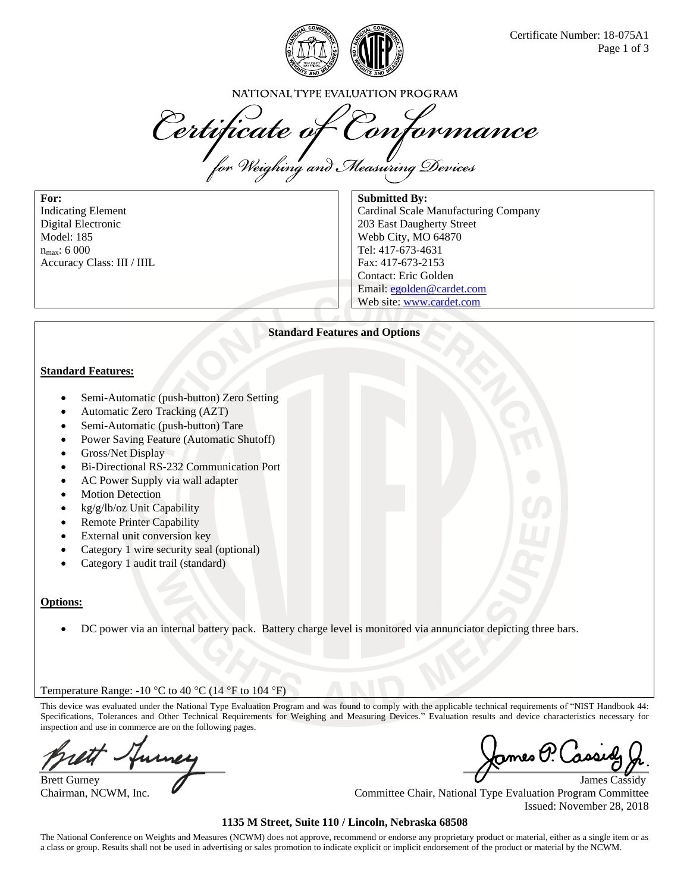Certificate Number: 18-075A1

NATIONAL TYPE EVALUATION PROGRAM

# *Certificate of Conformance*

*for Weighing and Measuring Devices*

**For:**
Indicating Element
Digital Electronic
Model: 185
$n_{max}$: 6 000
Accuracy Class: III / IIIL

**Submitted By:**
Cardinal Scale Manufacturing Company
203 East Daugherty Street
Webb City, MO 64870
Tel: 417-673-4631
Fax: 417-673-2153
Contact: Eric Golden
Email: egolden@cardet.com
Web site: www.cardet.com

**Standard Features and Options**

**Standard Features:**

- Semi-Automatic (push-button) Zero Setting
- Automatic Zero Tracking (AZT)
- Semi-Automatic (push-button) Tare
- Power Saving Feature (Automatic Shutoff)
- Gross/Net Display
- Bi-Directional RS-232 Communication Port
- AC Power Supply via wall adapter
- Motion Detection
- kg/g/lb/oz Unit Capability
- Remote Printer Capability
- External unit conversion key
- Category 1 wire security seal (optional)
- Category 1 audit trail (standard)

**Options:**

- DC power via an internal battery pack. Battery charge level is monitored via annunciator depicting three bars.

Temperature Range: -10 °C to 40 °C (14 °F to 104 °F)

This device was evaluated under the National Type Evaluation Program and was found to comply with the applicable technical requirements of "NIST Handbook 44: Specifications, Tolerances and Other Technical Requirements for Weighing and Measuring Devices." Evaluation results and device characteristics necessary for inspection and use in commerce are on the following pages.

Brett Gurney
Chairman, NCWM, Inc.

James Cassidy
Committee Chair, National Type Evaluation Program Committee
Issued: November 28, 2018

**1135 M Street, Suite 110 / Lincoln, Nebraska 68508**

The National Conference on Weights and Measures (NCWM) does not approve, recommend or endorse any proprietary product or material, either as a single item or as a class or group. Results shall not be used in advertising or sales promotion to indicate explicit or implicit endorsement of the product or material by the NCWM.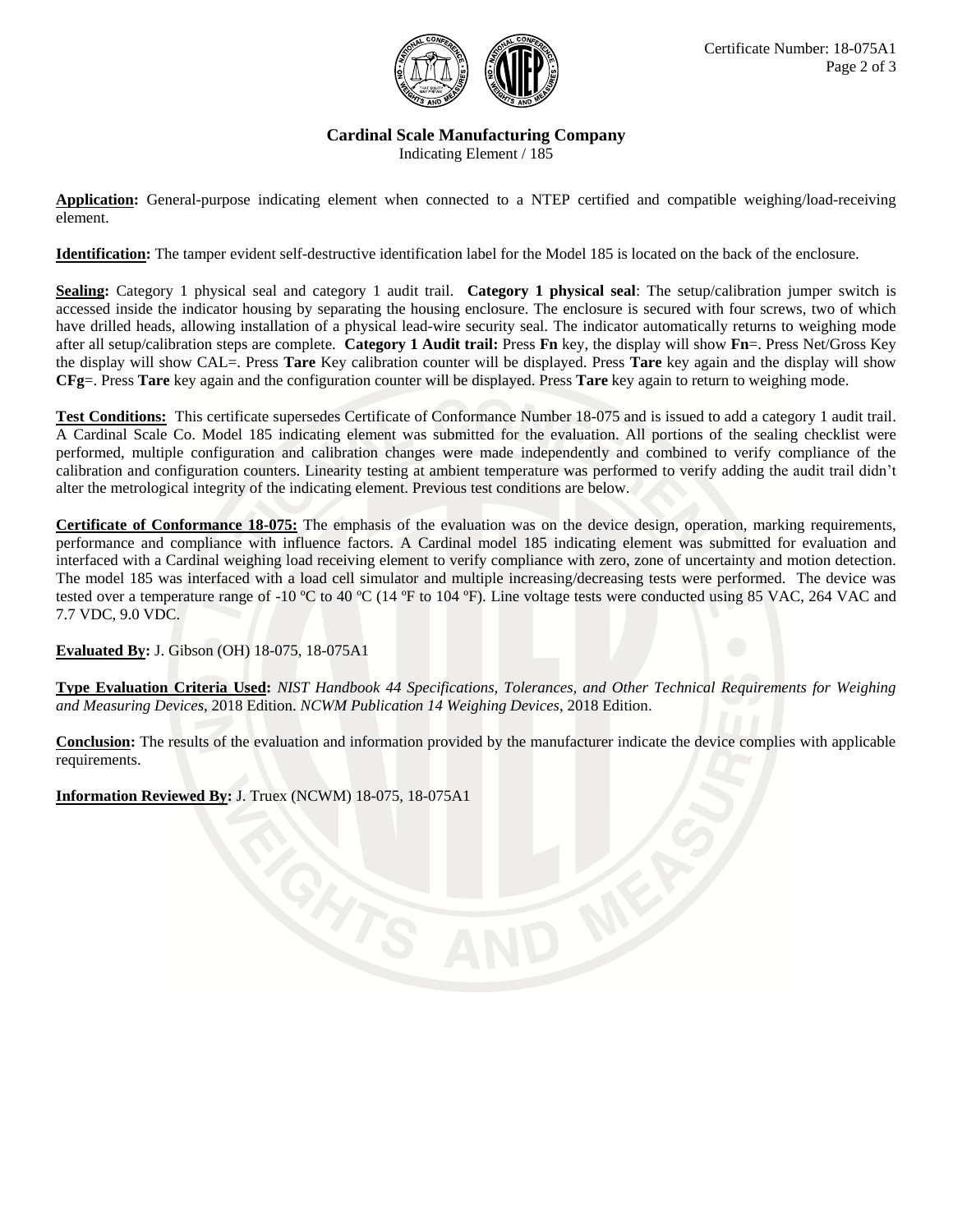**Cardinal Scale Manufacturing Company**
Indicating Element / 185

**Application:** General-purpose indicating element when connected to a NTEP certified and compatible weighing/load-receiving element.

**Identification:** The tamper evident self-destructive identification label for the Model 185 is located on the back of the enclosure.

**Sealing:** Category 1 physical seal and category 1 audit trail. **Category 1 physical seal**: The setup/calibration jumper switch is accessed inside the indicator housing by separating the housing enclosure. The enclosure is secured with four screws, two of which have drilled heads, allowing installation of a physical lead-wire security seal. The indicator automatically returns to weighing mode after all setup/calibration steps are complete. **Category 1 Audit trail:** Press **Fn** key, the display will show **Fn**=. Press Net/Gross Key the display will show CAL=. Press **Tare** Key calibration counter will be displayed. Press **Tare** key again and the display will show **CFg**=. Press **Tare** key again and the configuration counter will be displayed. Press **Tare** key again to return to weighing mode.

**Test Conditions:** This certificate supersedes Certificate of Conformance Number 18-075 and is issued to add a category 1 audit trail. A Cardinal Scale Co. Model 185 indicating element was submitted for the evaluation. All portions of the sealing checklist were performed, multiple configuration and calibration changes were made independently and combined to verify compliance of the calibration and configuration counters. Linearity testing at ambient temperature was performed to verify adding the audit trail didn't alter the metrological integrity of the indicating element. Previous test conditions are below.

**Certificate of Conformance 18-075:** The emphasis of the evaluation was on the device design, operation, marking requirements, performance and compliance with influence factors. A Cardinal model 185 indicating element was submitted for evaluation and interfaced with a Cardinal weighing load receiving element to verify compliance with zero, zone of uncertainty and motion detection. The model 185 was interfaced with a load cell simulator and multiple increasing/decreasing tests were performed. The device was tested over a temperature range of -10 ºC to 40 ºC (14 ºF to 104 ºF). Line voltage tests were conducted using 85 VAC, 264 VAC and 7.7 VDC, 9.0 VDC.

**Evaluated By:** J. Gibson (OH) 18-075, 18-075A1

**Type Evaluation Criteria Used:** *NIST Handbook 44 Specifications, Tolerances, and Other Technical Requirements for Weighing and Measuring Devices*, 2018 Edition. *NCWM Publication 14 Weighing Devices*, 2018 Edition.

**Conclusion:** The results of the evaluation and information provided by the manufacturer indicate the device complies with applicable requirements.

**Information Reviewed By:** J. Truex (NCWM) 18-075, 18-075A1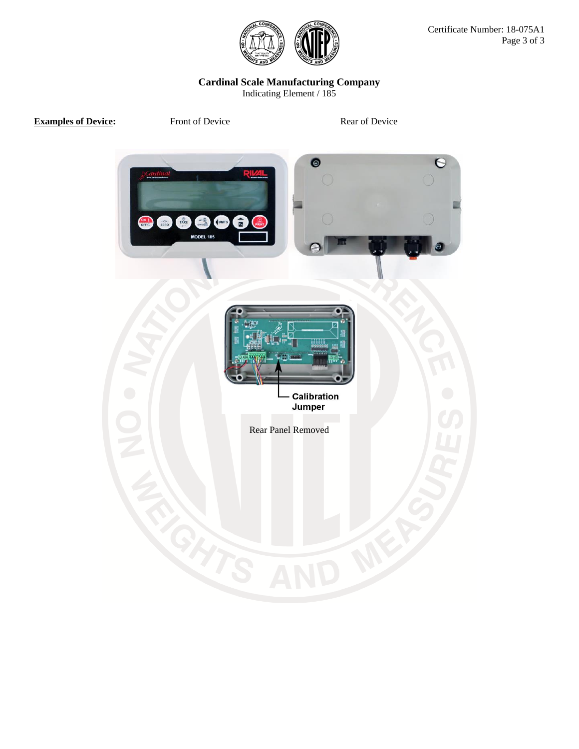**Cardinal Scale Manufacturing Company**
Indicating Element / 185

**Examples of Device:** Front of Device Rear of Device

Calibration Jumper

Rear Panel Removed